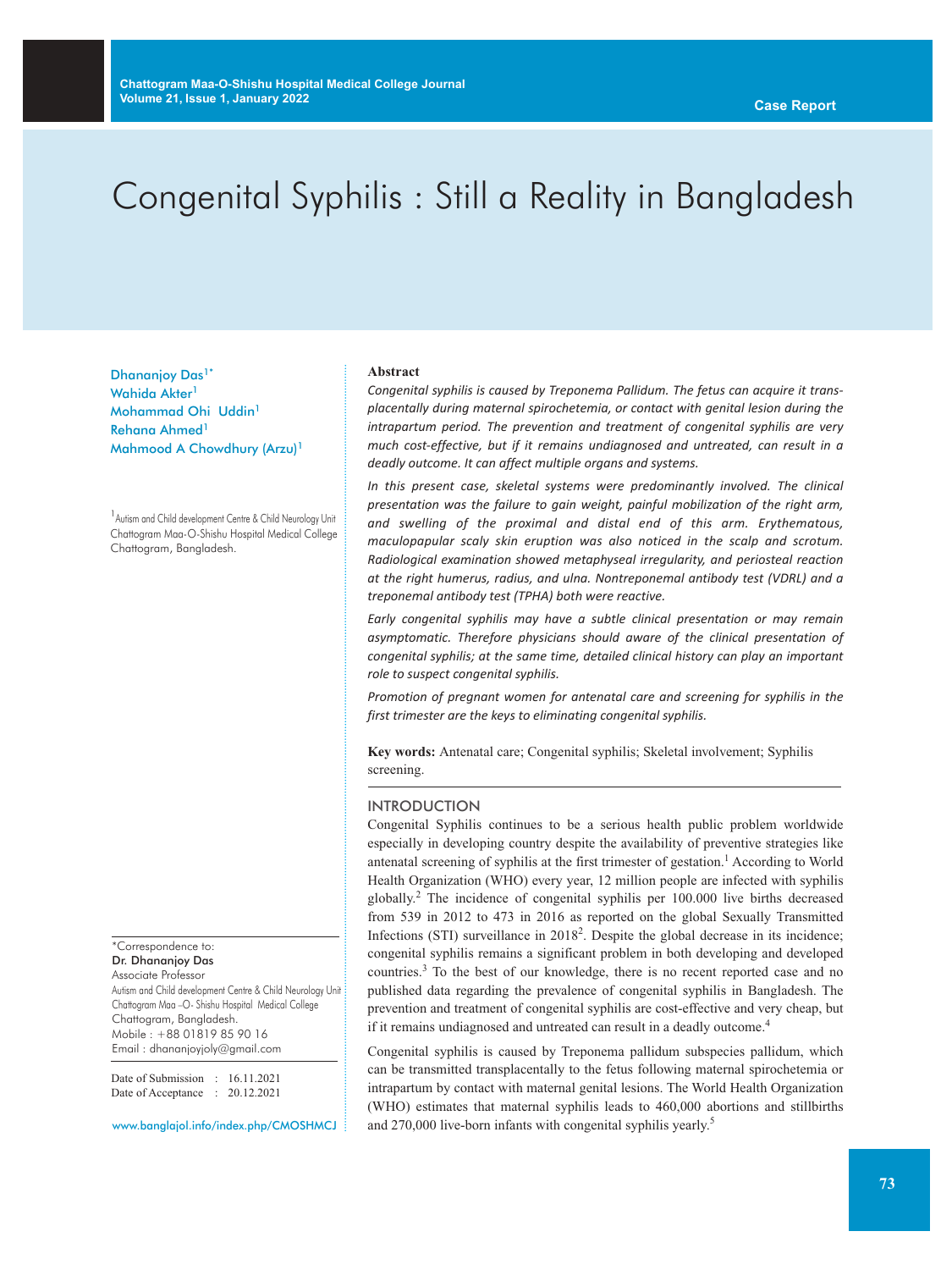Case Report

# Congenital Syphilis : Still a Reality in Bangladesh

Dhananjoy Das[1*]
Wahida Akter[1]
Mohammad Ohi Uddin[1]
Rehana Ahmed[1]
Mahmood A Chowdhury (Arzu)[1]

[1]Autism and Child development Centre & Child Neurology Unit
Chattogram Maa-O-Shishu Hospital Medical College
Chattogram, Bangladesh.

*Correspondence to:
**Dr. Dhananjoy Das**
Associate Professor
Autism and Child development Centre & Child Neurology Unit
Chattogram Maa –O- Shishu Hospital Medical College
Chattogram, Bangladesh.
Mobile : +88 01819 85 90 16
Email : dhananjoyjoly@gmail.com

Date of Submission : 16.11.2021
Date of Acceptance : 20.12.2021

www.banglajol.info/index.php/CMOSHMCJ

**Abstract**

*Congenital syphilis is caused by Treponema Pallidum. The fetus can acquire it transplacentally during maternal spirochetemia, or contact with genital lesion during the intrapartum period. The prevention and treatment of congenital syphilis are very much cost-effective, but if it remains undiagnosed and untreated, can result in a deadly outcome. It can affect multiple organs and systems.*

*In this present case, skeletal systems were predominantly involved. The clinical presentation was the failure to gain weight, painful mobilization of the right arm, and swelling of the proximal and distal end of this arm. Erythematous, maculopapular scaly skin eruption was also noticed in the scalp and scrotum. Radiological examination showed metaphyseal irregularity, and periosteal reaction at the right humerus, radius, and ulna. Nontreponemal antibody test (VDRL) and a treponemal antibody test (TPHA) both were reactive.*

*Early congenital syphilis may have a subtle clinical presentation or may remain asymptomatic. Therefore physicians should aware of the clinical presentation of congenital syphilis; at the same time, detailed clinical history can play an important role to suspect congenital syphilis.*

*Promotion of pregnant women for antenatal care and screening for syphilis in the first trimester are the keys to eliminating congenital syphilis.*

**Key words:** Antenatal care; Congenital syphilis; Skeletal involvement; Syphilis screening.

## INTRODUCTION

Congenital Syphilis continues to be a serious health public problem worldwide especially in developing country despite the availability of preventive strategies like antenatal screening of syphilis at the first trimester of gestation.[1] According to World Health Organization (WHO) every year, 12 million people are infected with syphilis globally.[2] The incidence of congenital syphilis per 100.000 live births decreased from 539 in 2012 to 473 in 2016 as reported on the global Sexually Transmitted Infections (STI) surveillance in 2018[2]. Despite the global decrease in its incidence; congenital syphilis remains a significant problem in both developing and developed countries.[3] To the best of our knowledge, there is no recent reported case and no published data regarding the prevalence of congenital syphilis in Bangladesh. The prevention and treatment of congenital syphilis are cost-effective and very cheap, but if it remains undiagnosed and untreated can result in a deadly outcome.[4]

Congenital syphilis is caused by Treponema pallidum subspecies pallidum, which can be transmitted transplacentally to the fetus following maternal spirochetemia or intrapartum by contact with maternal genital lesions. The World Health Organization (WHO) estimates that maternal syphilis leads to 460,000 abortions and stillbirths and 270,000 live-born infants with congenital syphilis yearly.[5]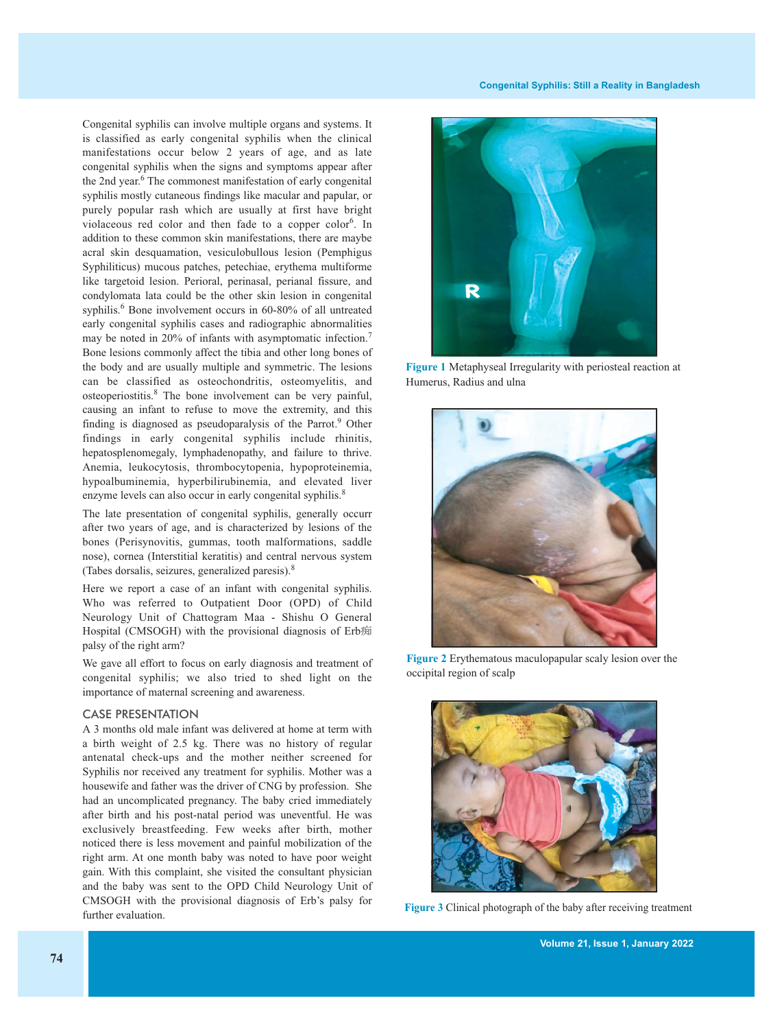Congenital syphilis can involve multiple organs and systems. It is classified as early congenital syphilis when the clinical manifestations occur below 2 years of age, and as late congenital syphilis when the signs and symptoms appear after the 2nd year.[6] The commonest manifestation of early congenital syphilis mostly cutaneous findings like macular and papular, or purely popular rash which are usually at first have bright violaceous red color and then fade to a copper color[6]. In addition to these common skin manifestations, there are maybe acral skin desquamation, vesiculobullous lesion (Pemphigus Syphiliticus) mucous patches, petechiae, erythema multiforme like targetoid lesion. Perioral, perinasal, perianal fissure, and condylomata lata could be the other skin lesion in congenital syphilis.[6] Bone involvement occurs in 60-80% of all untreated early congenital syphilis cases and radiographic abnormalities may be noted in 20% of infants with asymptomatic infection.[7] Bone lesions commonly affect the tibia and other long bones of the body and are usually multiple and symmetric. The lesions can be classified as osteochondritis, osteomyelitis, and osteoperiostitis.[8] The bone involvement can be very painful, causing an infant to refuse to move the extremity, and this finding is diagnosed as pseudoparalysis of the Parrot.[9] Other findings in early congenital syphilis include rhinitis, hepatosplenomegaly, lymphadenopathy, and failure to thrive. Anemia, leukocytosis, thrombocytopenia, hypoproteinemia, hypoalbuminemia, hyperbilirubinemia, and elevated liver enzyme levels can also occur in early congenital syphilis.[8]

The late presentation of congenital syphilis, generally occurr after two years of age, and is characterized by lesions of the bones (Perisynovitis, gummas, tooth malformations, saddle nose), cornea (Interstitial keratitis) and central nervous system (Tabes dorsalis, seizures, generalized paresis).[8]

Here we report a case of an infant with congenital syphilis. Who was referred to Outpatient Door (OPD) of Child Neurology Unit of Chattogram Maa - Shishu O General Hospital (CMSOGH) with the provisional diagnosis of Erb痴 palsy of the right arm?

We gave all effort to focus on early diagnosis and treatment of congenital syphilis; we also tried to shed light on the importance of maternal screening and awareness.

## CASE PRESENTATION

A 3 months old male infant was delivered at home at term with a birth weight of 2.5 kg. There was no history of regular antenatal check-ups and the mother neither screened for Syphilis nor received any treatment for syphilis. Mother was a housewife and father was the driver of CNG by profession. She had an uncomplicated pregnancy. The baby cried immediately after birth and his post-natal period was uneventful. He was exclusively breastfeeding. Few weeks after birth, mother noticed there is less movement and painful mobilization of the right arm. At one month baby was noted to have poor weight gain. With this complaint, she visited the consultant physician and the baby was sent to the OPD Child Neurology Unit of CMSOGH with the provisional diagnosis of Erb's palsy for further evaluation.

**Figure 1** Metaphyseal Irregularity with periosteal reaction at Humerus, Radius and ulna

**Figure 2** Erythematous maculopapular scaly lesion over the occipital region of scalp

**Figure 3** Clinical photograph of the baby after receiving treatment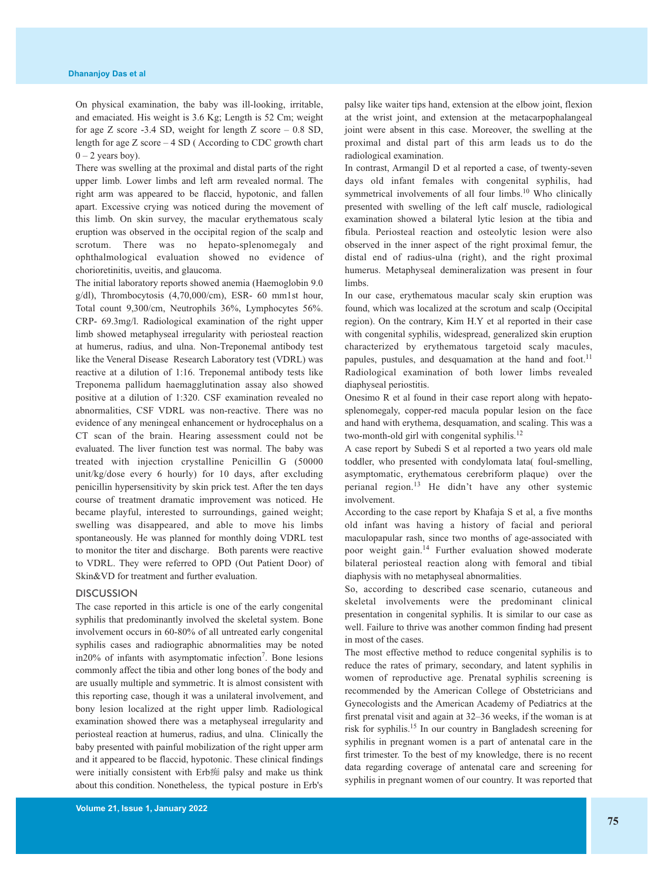On physical examination, the baby was ill-looking, irritable, and emaciated. His weight is 3.6 Kg; Length is 52 Cm; weight for age Z score -3.4 SD, weight for length Z score – 0.8 SD, length for age Z score – 4 SD ( According to CDC growth chart 0 – 2 years boy).

There was swelling at the proximal and distal parts of the right upper limb. Lower limbs and left arm revealed normal. The right arm was appeared to be flaccid, hypotonic, and fallen apart. Excessive crying was noticed during the movement of this limb. On skin survey, the macular erythematous scaly eruption was observed in the occipital region of the scalp and scrotum. There was no hepato-splenomegaly and ophthalmological evaluation showed no evidence of chorioretinitis, uveitis, and glaucoma.

The initial laboratory reports showed anemia (Haemoglobin 9.0 g/dl), Thrombocytosis (4,70,000/cm), ESR- 60 mm1st hour, Total count 9,300/cm, Neutrophils 36%, Lymphocytes 56%. CRP- 69.3mg/l. Radiological examination of the right upper limb showed metaphyseal irregularity with periosteal reaction at humerus, radius, and ulna. Non-Treponemal antibody test like the Veneral Disease Research Laboratory test (VDRL) was reactive at a dilution of 1:16. Treponemal antibody tests like Treponema pallidum haemagglutination assay also showed positive at a dilution of 1:320. CSF examination revealed no abnormalities, CSF VDRL was non-reactive. There was no evidence of any meningeal enhancement or hydrocephalus on a CT scan of the brain. Hearing assessment could not be evaluated. The liver function test was normal. The baby was treated with injection crystalline Penicillin G (50000 unit/kg/dose every 6 hourly) for 10 days, after excluding penicillin hypersensitivity by skin prick test. After the ten days course of treatment dramatic improvement was noticed. He became playful, interested to surroundings, gained weight; swelling was disappeared, and able to move his limbs spontaneously. He was planned for monthly doing VDRL test to monitor the titer and discharge. Both parents were reactive to VDRL. They were referred to OPD (Out Patient Door) of Skin&VD for treatment and further evaluation.

## DISCUSSION

The case reported in this article is one of the early congenital syphilis that predominantly involved the skeletal system. Bone involvement occurs in 60-80% of all untreated early congenital syphilis cases and radiographic abnormalities may be noted in20% of infants with asymptomatic infection[7]. Bone lesions commonly affect the tibia and other long bones of the body and are usually multiple and symmetric. It is almost consistent with this reporting case, though it was a unilateral involvement, and bony lesion localized at the right upper limb. Radiological examination showed there was a metaphyseal irregularity and periosteal reaction at humerus, radius, and ulna. Clinically the baby presented with painful mobilization of the right upper arm and it appeared to be flaccid, hypotonic. These clinical findings were initially consistent with Erb痴 palsy and make us think about this condition. Nonetheless, the typical posture in Erb's palsy like waiter tips hand, extension at the elbow joint, flexion at the wrist joint, and extension at the metacarpophalangeal joint were absent in this case. Moreover, the swelling at the proximal and distal part of this arm leads us to do the radiological examination.

In contrast, Armangil D et al reported a case, of twenty-seven days old infant females with congenital syphilis, had symmetrical involvements of all four limbs.[10] Who clinically presented with swelling of the left calf muscle, radiological examination showed a bilateral lytic lesion at the tibia and fibula. Periosteal reaction and osteolytic lesion were also observed in the inner aspect of the right proximal femur, the distal end of radius-ulna (right), and the right proximal humerus. Metaphyseal demineralization was present in four limbs.

In our case, erythematous macular scaly skin eruption was found, which was localized at the scrotum and scalp (Occipital region). On the contrary, Kim H.Y et al reported in their case with congenital syphilis, widespread, generalized skin eruption characterized by erythematous targetoid scaly macules, papules, pustules, and desquamation at the hand and foot.[11] Radiological examination of both lower limbs revealed diaphyseal periostitis.

Onesimo R et al found in their case report along with hepato-splenomegaly, copper-red macula popular lesion on the face and hand with erythema, desquamation, and scaling. This was a two-month-old girl with congenital syphilis.[12]

A case report by Subedi S et al reported a two years old male toddler, who presented with condylomata lata( foul-smelling, asymptomatic, erythematous cerebriform plaque) over the perianal region.[13] He didn't have any other systemic involvement.

According to the case report by Khafaja S et al, a five months old infant was having a history of facial and perioral maculopapular rash, since two months of age-associated with poor weight gain.[14] Further evaluation showed moderate bilateral periosteal reaction along with femoral and tibial diaphysis with no metaphyseal abnormalities.

So, according to described case scenario, cutaneous and skeletal involvements were the predominant clinical presentation in congenital syphilis. It is similar to our case as well. Failure to thrive was another common finding had present in most of the cases.

The most effective method to reduce congenital syphilis is to reduce the rates of primary, secondary, and latent syphilis in women of reproductive age. Prenatal syphilis screening is recommended by the American College of Obstetricians and Gynecologists and the American Academy of Pediatrics at the first prenatal visit and again at 32–36 weeks, if the woman is at risk for syphilis.[15] In our country in Bangladesh screening for syphilis in pregnant women is a part of antenatal care in the first trimester. To the best of my knowledge, there is no recent data regarding coverage of antenatal care and screening for syphilis in pregnant women of our country. It was reported that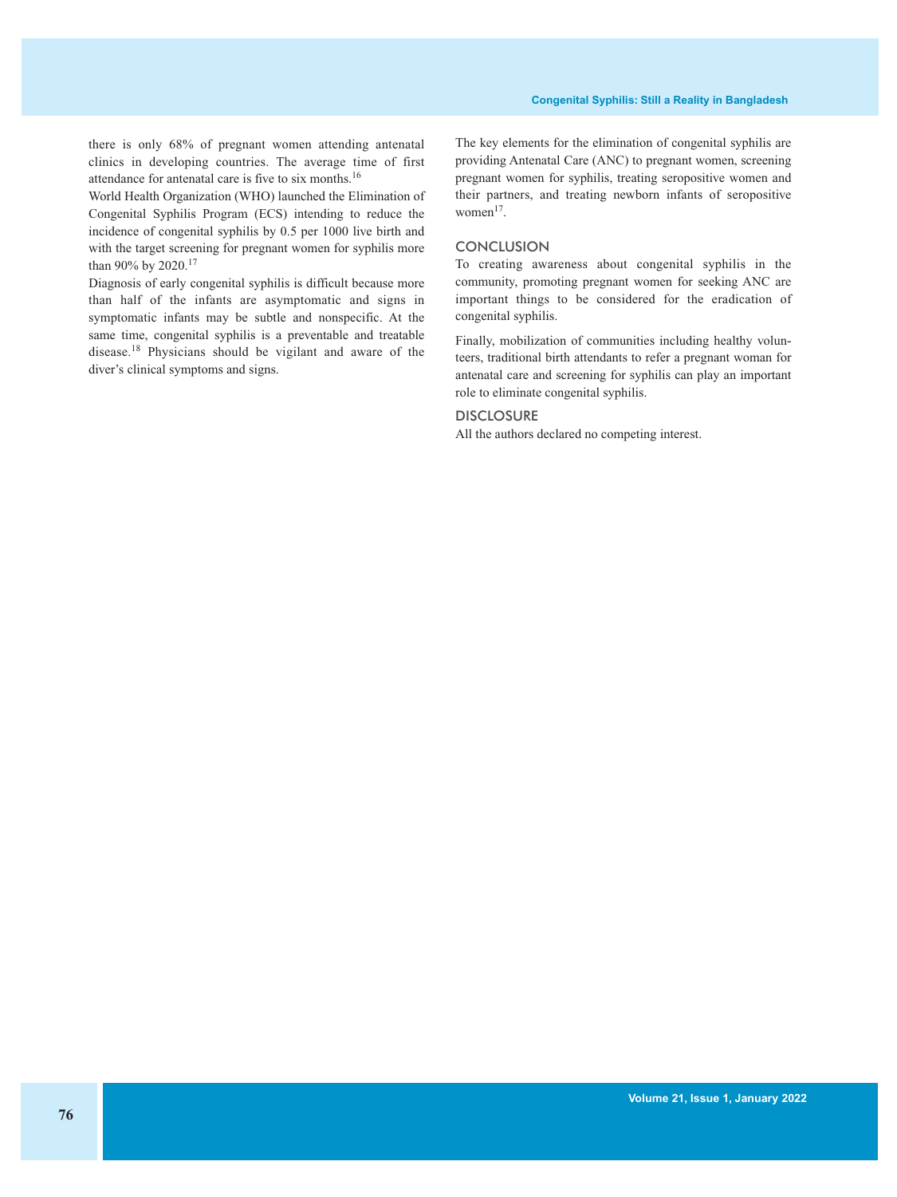there is only 68% of pregnant women attending antenatal clinics in developing countries. The average time of first attendance for antenatal care is five to six months.[16]

World Health Organization (WHO) launched the Elimination of Congenital Syphilis Program (ECS) intending to reduce the incidence of congenital syphilis by 0.5 per 1000 live birth and with the target screening for pregnant women for syphilis more than 90% by 2020.[17]

Diagnosis of early congenital syphilis is difficult because more than half of the infants are asymptomatic and signs in symptomatic infants may be subtle and nonspecific. At the same time, congenital syphilis is a preventable and treatable disease.[18] Physicians should be vigilant and aware of the diver's clinical symptoms and signs.

The key elements for the elimination of congenital syphilis are providing Antenatal Care (ANC) to pregnant women, screening pregnant women for syphilis, treating seropositive women and their partners, and treating newborn infants of seropositive women[17].

## CONCLUSION

To creating awareness about congenital syphilis in the community, promoting pregnant women for seeking ANC are important things to be considered for the eradication of congenital syphilis.

Finally, mobilization of communities including healthy volunteers, traditional birth attendants to refer a pregnant woman for antenatal care and screening for syphilis can play an important role to eliminate congenital syphilis.

## DISCLOSURE

All the authors declared no competing interest.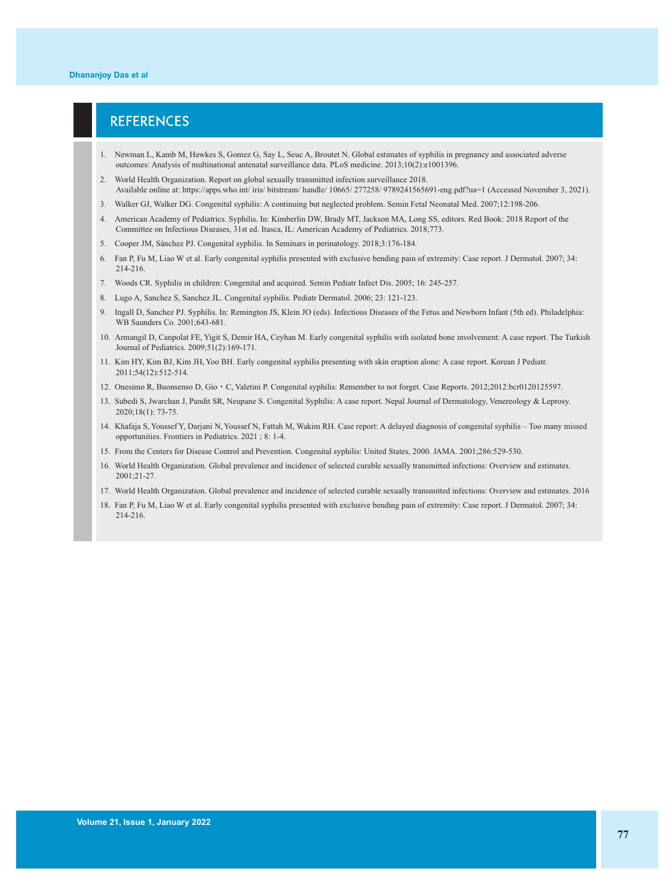# REFERENCES

1. Newman L, Kamb M, Hawkes S, Gomez G, Say L, Seuc A, Broutet N. Global estimates of syphilis in pregnancy and associated adverse outcomes: Analysis of multinational antenatal surveillance data. PLoS medicine. 2013;10(2):e1001396.
2. World Health Organization. Report on global sexually transmitted infection surveillance 2018. Available online at: https://apps.who.int/ iris/ bitstream/ handle/ 10665/ 277258/ 9789241565691-eng.pdf?ua=1 (Accessed November 3, 2021).
3. Walker GJ, Walker DG. Congenital syphilis: A continuing but neglected problem. Semin Fetal Neonatal Med. 2007;12:198-206.
4. American Academy of Pediatrics. Syphilis. In: Kimberlin DW, Brady MT, Jackson MA, Long SS, editors. Red Book: 2018 Report of the Committee on Infectious Diseases, 31st ed. Itasca, IL: American Academy of Pediatrics. 2018;773.
5. Cooper JM, Sánchez PJ. Congenital syphilis. In Seminars in perinatology. 2018;3:176-184.
6. Fan P, Fu M, Liao W et al. Early congenital syphilis presented with exclusive bending pain of extremity: Case report. J Dermatol. 2007; 34: 214-216.
7. Woods CR. Syphilis in children: Congenital and acquired. Semin Pediatr Infect Dis. 2005; 16: 245-257.
8. Lugo A, Sanchez S, Sanchez JL. Congenital syphilis. Pediatr Dermatol. 2006; 23: 121-123.
9. Ingall D, Sanchez PJ. Syphilis. In: Remington JS, Klein JO (eds). Infectious Diseases of the Fetus and Newborn Infant (5th ed). Philadelphia: WB Saunders Co. 2001;643-681.
10. Armangil D, Canpolat FE, Yigit S, Demir HA, Ceyhan M. Early congenital syphilis with isolated bone involvement: A case report. The Turkish Journal of Pediatrics. 2009;51(2):169-171.
11. Kim HY, Kim BJ, Kim JH, Yoo BH. Early congenital syphilis presenting with skin eruption alone: A case report. Korean J Pediatr. 2011;54(12):512-514.
12. Onesimo R, Buonsenso D, Gio・C, Valetini P. Congenital syphilis: Remember to not forget. Case Reports. 2012;2012:bcr0120125597.
13. Subedi S, Jwarchan J, Pandit SR, Neupane S. Congenital Syphilis: A case report. Nepal Journal of Dermatology, Venereology & Leprosy. 2020;18(1): 73-75.
14. Khafaja S, Youssef Y, Darjani N, Youssef N, Fattah M, Wakim RH. Case report: A delayed diagnosis of congenital syphilis – Too many missed opportunities. Frontiers in Pediatrics. 2021 ; 8: 1-4.
15. From the Centers for Disease Control and Prevention. Congenital syphilis: United States, 2000. JAMA. 2001;286:529-530.
16. World Health Organization. Global prevalence and incidence of selected curable sexually transmitted infections: Overview and estimates. 2001;21-27.
17. World Health Organization. Global prevalence and incidence of selected curable sexually transmitted infections: Overview and estimates. 2016
18. Fan P, Fu M, Liao W et al. Early congenital syphilis presented with exclusive bending pain of extremity: Case report. J Dermatol. 2007; 34: 214-216.